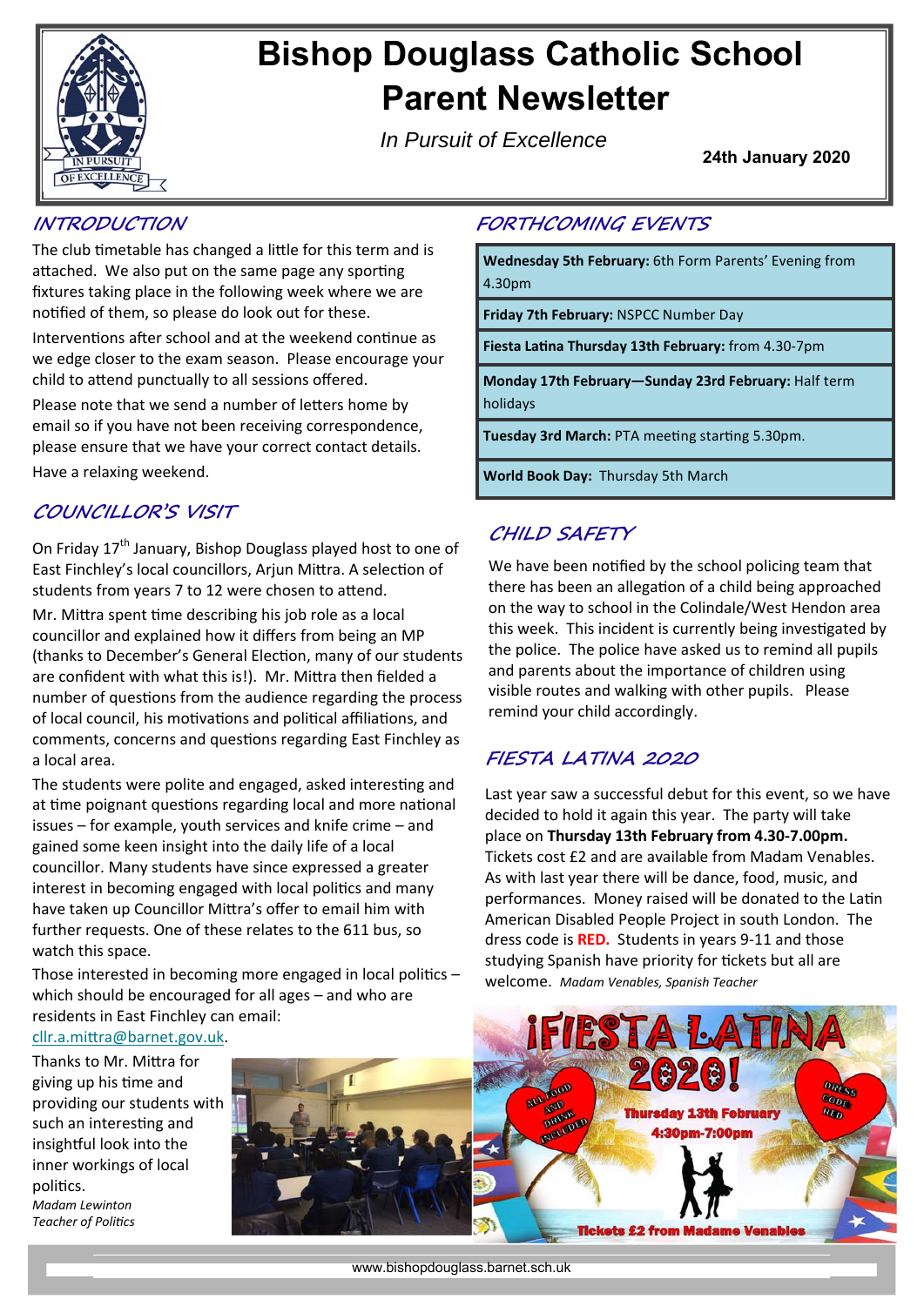# Bishop Douglass Catholic School Parent Newsletter

*In Pursuit of Excellence*

**24th January 2020**

## INTRODUCTION

The club timetable has changed a little for this term and is attached. We also put on the same page any sporting fixtures taking place in the following week where we are notified of them, so please do look out for these.

Interventions after school and at the weekend continue as we edge closer to the exam season. Please encourage your child to attend punctually to all sessions offered.

Please note that we send a number of letters home by email so if you have not been receiving correspondence, please ensure that we have your correct contact details.

Have a relaxing weekend.

## COUNCILLOR'S VISIT

On Friday 17th January, Bishop Douglass played host to one of East Finchley's local councillors, Arjun Mittra. A selection of students from years 7 to 12 were chosen to attend.

Mr. Mittra spent time describing his job role as a local councillor and explained how it differs from being an MP (thanks to December's General Election, many of our students are confident with what this is!). Mr. Mittra then fielded a number of questions from the audience regarding the process of local council, his motivations and political affiliations, and comments, concerns and questions regarding East Finchley as a local area.

The students were polite and engaged, asked interesting and at time poignant questions regarding local and more national issues – for example, youth services and knife crime – and gained some keen insight into the daily life of a local councillor. Many students have since expressed a greater interest in becoming engaged with local politics and many have taken up Councillor Mittra's offer to email him with further requests. One of these relates to the 611 bus, so watch this space.

Those interested in becoming more engaged in local politics – which should be encouraged for all ages – and who are residents in East Finchley can email: cllr.a.mittra@barnet.gov.uk.

Thanks to Mr. Mittra for giving up his time and providing our students with such an interesting and insightful look into the inner workings of local politics.

*Madam Lewinton*
*Teacher of Politics*

## FORTHCOMING EVENTS

| |
|---|
| **Wednesday 5th February:** 6th Form Parents' Evening from 4.30pm |
| **Friday 7th February:** NSPCC Number Day |
| **Fiesta Latina Thursday 13th February:** from 4.30-7pm |
| **Monday 17th February—Sunday 23rd February:** Half term holidays |
| **Tuesday 3rd March:** PTA meeting starting 5.30pm. |
| **World Book Day:** Thursday 5th March |

## CHILD SAFETY

We have been notified by the school policing team that there has been an allegation of a child being approached on the way to school in the Colindale/West Hendon area this week. This incident is currently being investigated by the police. The police have asked us to remind all pupils and parents about the importance of children using visible routes and walking with other pupils. Please remind your child accordingly.

## FIESTA LATINA 2020

Last year saw a successful debut for this event, so we have decided to hold it again this year. The party will take place on **Thursday 13th February from 4.30-7.00pm.** Tickets cost £2 and are available from Madam Venables. As with last year there will be dance, food, music, and performances. Money raised will be donated to the Latin American Disabled People Project in south London. The dress code is **RED.** Students in years 9-11 and those studying Spanish have priority for tickets but all are welcome. *Madam Venables, Spanish Teacher*

¡FIESTA LATINA 2020!

Thursday 13th February 4:30pm-7:00pm

All food and drink included

Dress code red

Tickets £2 from Madame Venables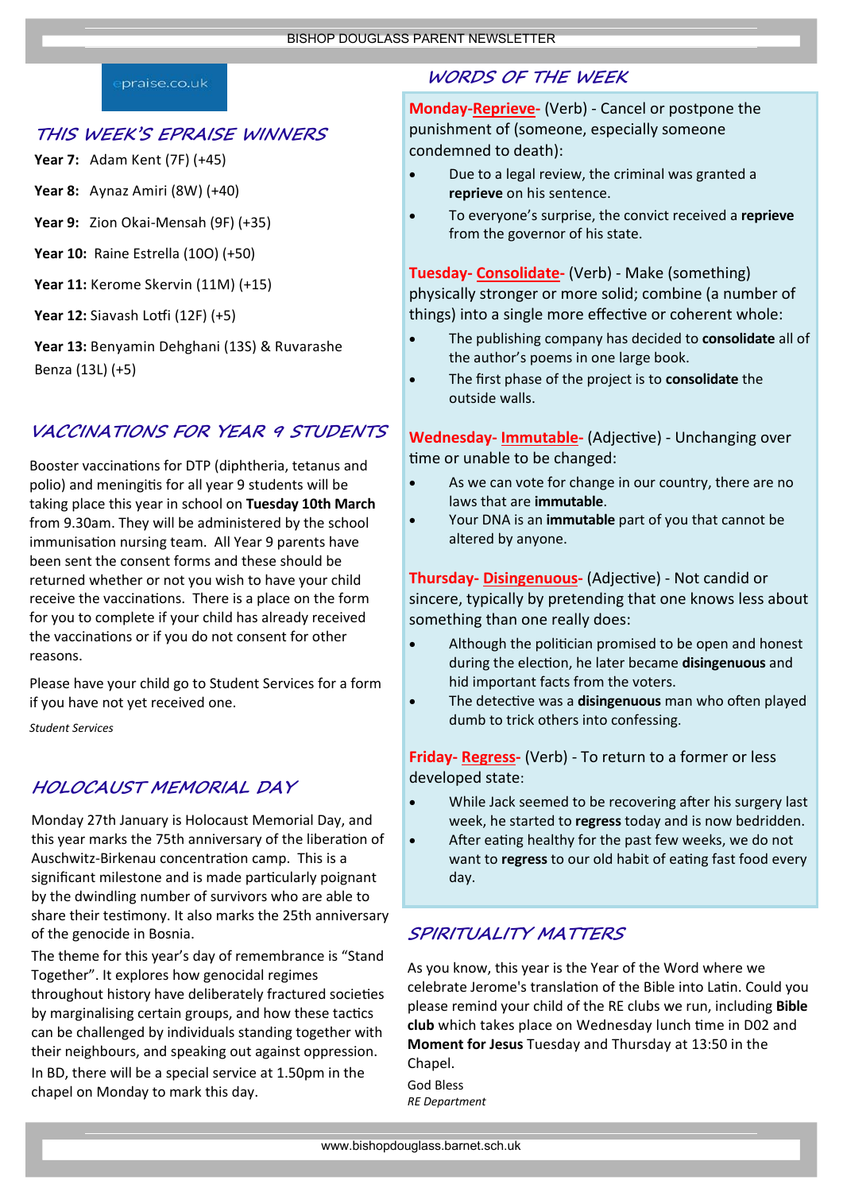epraise.co.uk

## THIS WEEK'S EPRAISE WINNERS

**Year 7:** Adam Kent (7F) (+45)

**Year 8:** Aynaz Amiri (8W) (+40)

**Year 9:** Zion Okai-Mensah (9F) (+35)

**Year 10:** Raine Estrella (10O) (+50)

**Year 11:** Kerome Skervin (11M) (+15)

**Year 12:** Siavash Lotfi (12F) (+5)

**Year 13:** Benyamin Dehghani (13S) & Ruvarashe Benza (13L) (+5)

## VACCINATIONS FOR YEAR 9 STUDENTS

Booster vaccinations for DTP (diphtheria, tetanus and polio) and meningitis for all year 9 students will be taking place this year in school on **Tuesday 10th March** from 9.30am. They will be administered by the school immunisation nursing team. All Year 9 parents have been sent the consent forms and these should be returned whether or not you wish to have your child receive the vaccinations. There is a place on the form for you to complete if your child has already received the vaccinations or if you do not consent for other reasons.

Please have your child go to Student Services for a form if you have not yet received one.

*Student Services*

## HOLOCAUST MEMORIAL DAY

Monday 27th January is Holocaust Memorial Day, and this year marks the 75th anniversary of the liberation of Auschwitz-Birkenau concentration camp. This is a significant milestone and is made particularly poignant by the dwindling number of survivors who are able to share their testimony. It also marks the 25th anniversary of the genocide in Bosnia.

The theme for this year's day of remembrance is "Stand Together". It explores how genocidal regimes throughout history have deliberately fractured societies by marginalising certain groups, and how these tactics can be challenged by individuals standing together with their neighbours, and speaking out against oppression.

In BD, there will be a special service at 1.50pm in the chapel on Monday to mark this day.

## WORDS OF THE WEEK

**Monday-Reprieve-** (Verb) - Cancel or postpone the punishment of (someone, especially someone condemned to death):

- Due to a legal review, the criminal was granted a **reprieve** on his sentence.
- To everyone's surprise, the convict received a **reprieve** from the governor of his state.

**Tuesday- Consolidate-** (Verb) - Make (something) physically stronger or more solid; combine (a number of things) into a single more effective or coherent whole:

- The publishing company has decided to **consolidate** all of the author's poems in one large book.
- The first phase of the project is to **consolidate** the outside walls.

**Wednesday- Immutable-** (Adjective) - Unchanging over time or unable to be changed:

- As we can vote for change in our country, there are no laws that are **immutable**.
- Your DNA is an **immutable** part of you that cannot be altered by anyone.

**Thursday- Disingenuous-** (Adjective) - Not candid or sincere, typically by pretending that one knows less about something than one really does:

- Although the politician promised to be open and honest during the election, he later became **disingenuous** and hid important facts from the voters.
- The detective was a **disingenuous** man who often played dumb to trick others into confessing.

**Friday- Regress-** (Verb) - To return to a former or less developed state:

- While Jack seemed to be recovering after his surgery last week, he started to **regress** today and is now bedridden.
- After eating healthy for the past few weeks, we do not want to **regress** to our old habit of eating fast food every day.

## SPIRITUALITY MATTERS

As you know, this year is the Year of the Word where we celebrate Jerome's translation of the Bible into Latin. Could you please remind your child of the RE clubs we run, including **Bible club** which takes place on Wednesday lunch time in D02 and **Moment for Jesus** Tuesday and Thursday at 13:50 in the Chapel.

God Bless

*RE Department*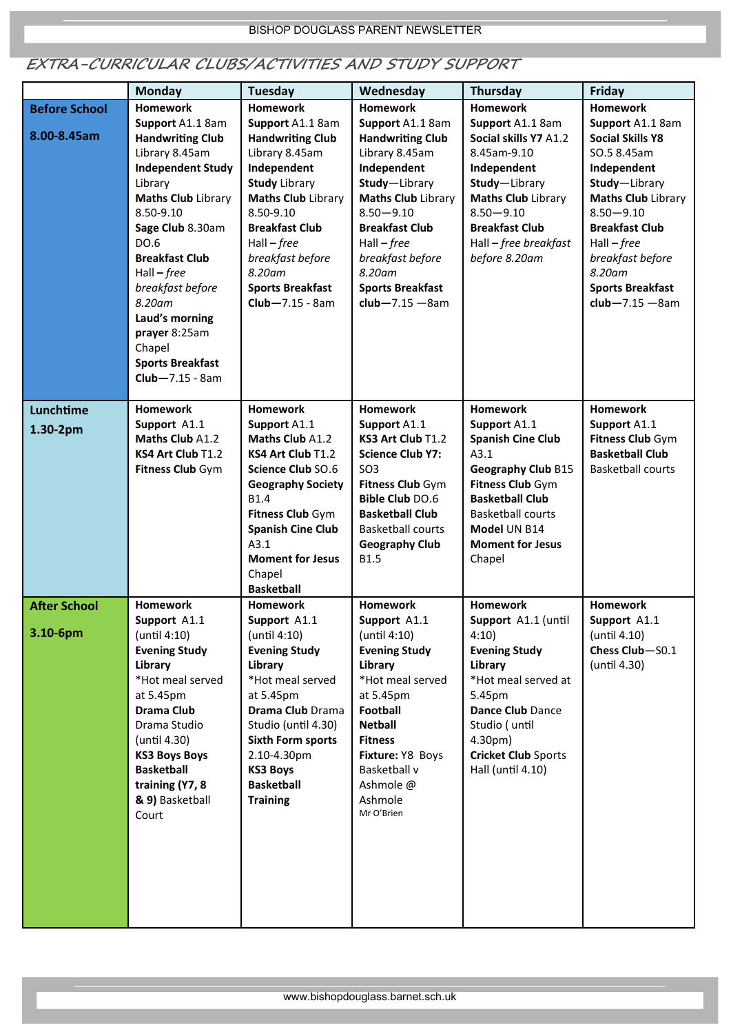## EXTRA-CURRICULAR CLUBS/ACTIVITIES AND STUDY SUPPORT

| | Monday | Tuesday | Wednesday | Thursday | Friday |
|---|---|---|---|---|---|
| **Before School** **8.00-8.45am** | **Homework Support** A1.1 8am **Handwriting Club** Library 8.45am **Independent Study** Library **Maths Club** Library 8.50-9.10 **Sage Club** 8.30am DO.6 **Breakfast Club** Hall – *free breakfast before 8.20am* **Laud's morning prayer** 8:25am Chapel **Sports Breakfast Club**—7.15 - 8am | **Homework Support** A1.1 8am **Handwriting Club** Library 8.45am **Independent Study** Library **Maths Club** Library 8.50-9.10 **Breakfast Club** Hall – *free breakfast before 8.20am* **Sports Breakfast Club**—7.15 - 8am | **Homework Support** A1.1 8am **Handwriting Club** Library 8.45am **Independent Study**—Library **Maths Club** Library 8.50—9.10 **Breakfast Club** Hall – *free breakfast before 8.20am* **Sports Breakfast club**—7.15 —8am | **Homework Support** A1.1 8am **Social skills Y7** A1.2 8.45am-9.10 **Independent Study**—Library **Maths Club** Library 8.50—9.10 **Breakfast Club** Hall – *free breakfast before 8.20am* | **Homework Support** A1.1 8am **Social Skills Y8** SO.5 8.45am **Independent Study**—Library **Maths Club** Library 8.50—9.10 **Breakfast Club** Hall – *free breakfast before 8.20am* **Sports Breakfast club**—7.15 —8am |
| **Lunchtime** **1.30-2pm** | **Homework Support** A1.1 **Maths Club** A1.2 **KS4 Art Club** T1.2 **Fitness Club** Gym | **Homework Support** A1.1 **Maths Club** A1.2 **KS4 Art Club** T1.2 **Science Club** SO.6 **Geography Society** B1.4 **Fitness Club** Gym **Spanish Cine Club** A3.1 **Moment for Jesus** Chapel **Basketball** | **Homework Support** A1.1 **KS3 Art Club** T1.2 **Science Club Y7:** SO3 **Fitness Club** Gym **Bible Club** DO.6 **Basketball Club** Basketball courts **Geography Club** B1.5 | **Homework Support** A1.1 **Spanish Cine Club** A3.1 **Geography Club** B15 **Fitness Club** Gym **Basketball Club** Basketball courts **Model UN** B14 **Moment for Jesus** Chapel | **Homework Support** A1.1 **Fitness Club** Gym **Basketball Club** Basketball courts |
| **After School** **3.10-6pm** | **Homework Support** A1.1 (until 4:10) **Evening Study Library** *Hot meal served at 5.45pm **Drama Club** Drama Studio (until 4.30) **KS3 Boys Boys Basketball training (Y7, 8 & 9)** Basketball Court | **Homework Support** A1.1 (until 4:10) **Evening Study Library** *Hot meal served at 5.45pm **Drama Club** Drama Studio (until 4.30) **Sixth Form sports** 2.10-4.30pm **KS3 Boys Basketball Training** | **Homework Support** A1.1 (until 4:10) **Evening Study Library** *Hot meal served at 5.45pm **Football** **Netball** **Fitness** **Fixture:** Y8 Boys Basketball v Ashmole @ Ashmole Mr O'Brien | **Homework Support** A1.1 (until 4:10) **Evening Study Library** *Hot meal served at 5.45pm **Dance Club** Dance Studio ( until 4.30pm) **Cricket Club** Sports Hall (until 4.10) | **Homework Support** A1.1 (until 4.10) **Chess Club**—S0.1 (until 4.30) |